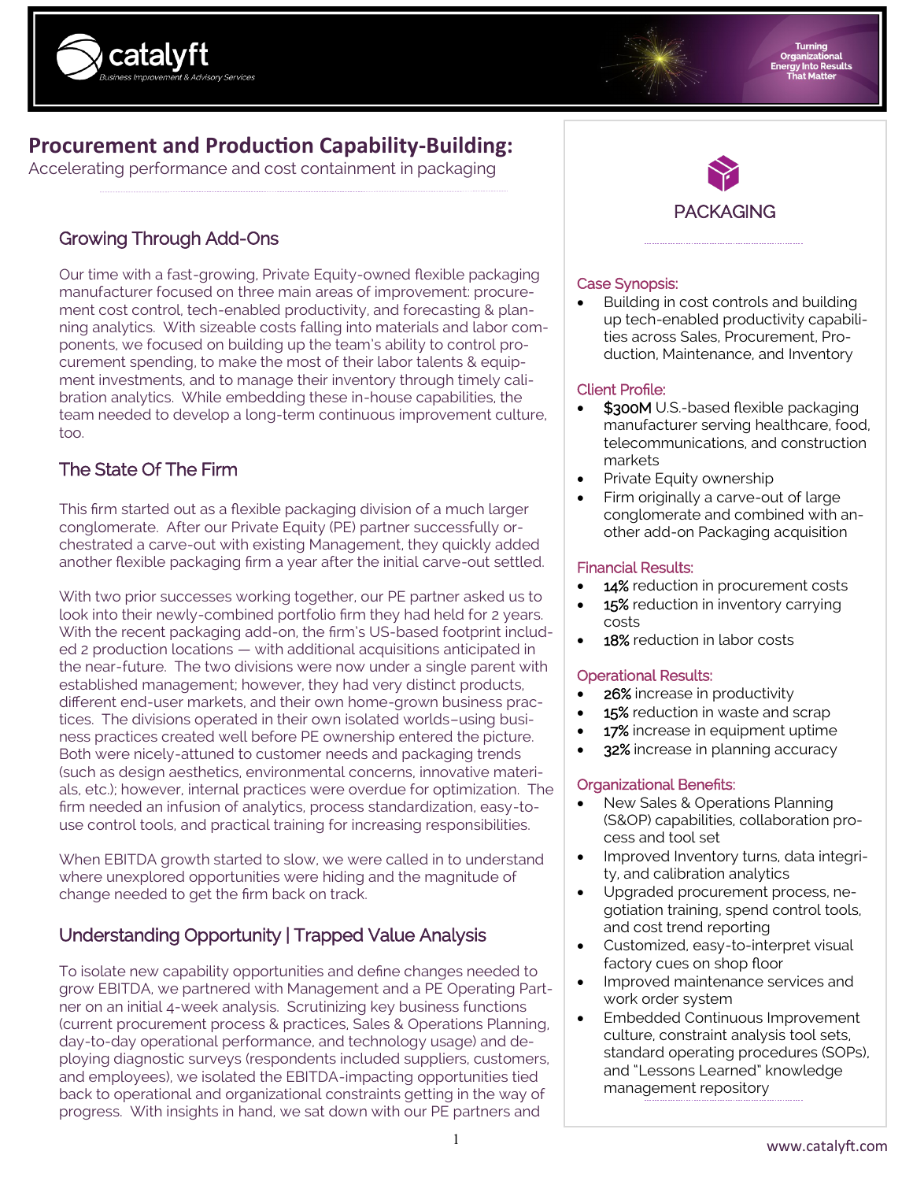# Procurement and Production Capability-Building:

Accelerating performance and cost containment in packaging

## Growing Through Add-Ons

Our time with a fast-growing, Private Equity-owned flexible packaging manufacturer focused on three main areas of improvement: procurement cost control, tech-enabled productivity, and forecasting & planning analytics. With sizeable costs falling into materials and labor components, we focused on building up the team's ability to control procurement spending, to make the most of their labor talents & equipment investments, and to manage their inventory through timely calibration analytics. While embedding these in-house capabilities, the team needed to develop a long-term continuous improvement culture, too.

## The State Of The Firm

This firm started out as a flexible packaging division of a much larger conglomerate. After our Private Equity (PE) partner successfully orchestrated a carve-out with existing Management, they quickly added another flexible packaging firm a year after the initial carve-out settled.

With two prior successes working together, our PE partner asked us to look into their newly-combined portfolio firm they had held for 2 years. With the recent packaging add-on, the firm's US-based footprint included 2 production locations — with additional acquisitions anticipated in the near-future. The two divisions were now under a single parent with established management; however, they had very distinct products, different end-user markets, and their own home-grown business practices. The divisions operated in their own isolated worlds–using business practices created well before PE ownership entered the picture. Both were nicely-attuned to customer needs and packaging trends (such as design aesthetics, environmental concerns, innovative materials, etc.); however, internal practices were overdue for optimization. The firm needed an infusion of analytics, process standardization, easy-to-use control tools, and practical training for increasing responsibilities.

When EBITDA growth started to slow, we were called in to understand where unexplored opportunities were hiding and the magnitude of change needed to get the firm back on track.

## Understanding Opportunity | Trapped Value Analysis

To isolate new capability opportunities and define changes needed to grow EBITDA, we partnered with Management and a PE Operating Partner on an initial 4-week analysis. Scrutinizing key business functions (current procurement process & practices, Sales & Operations Planning, day-to-day operational performance, and technology usage) and deploying diagnostic surveys (respondents included suppliers, customers, and employees), we isolated the EBITDA-impacting opportunities tied back to operational and organizational constraints getting in the way of progress. With insights in hand, we sat down with our PE partners and

## PACKAGING

### Case Synopsis:

- Building in cost controls and building up tech-enabled productivity capabilities across Sales, Procurement, Production, Maintenance, and Inventory

### Client Profile:

- **$300M** U.S.-based flexible packaging manufacturer serving healthcare, food, telecommunications, and construction markets
- Private Equity ownership
- Firm originally a carve-out of large conglomerate and combined with another add-on Packaging acquisition

### Financial Results:

- **14%** reduction in procurement costs
- **15%** reduction in inventory carrying costs
- **18%** reduction in labor costs

### Operational Results:

- **26%** increase in productivity
- **15%** reduction in waste and scrap
- **17%** increase in equipment uptime
- **32%** increase in planning accuracy

### Organizational Benefits:

- New Sales & Operations Planning (S&OP) capabilities, collaboration process and tool set
- Improved Inventory turns, data integrity, and calibration analytics
- Upgraded procurement process, negotiation training, spend control tools, and cost trend reporting
- Customized, easy-to-interpret visual factory cues on shop floor
- Improved maintenance services and work order system
- Embedded Continuous Improvement culture, constraint analysis tool sets, standard operating procedures (SOPs), and "Lessons Learned" knowledge management repository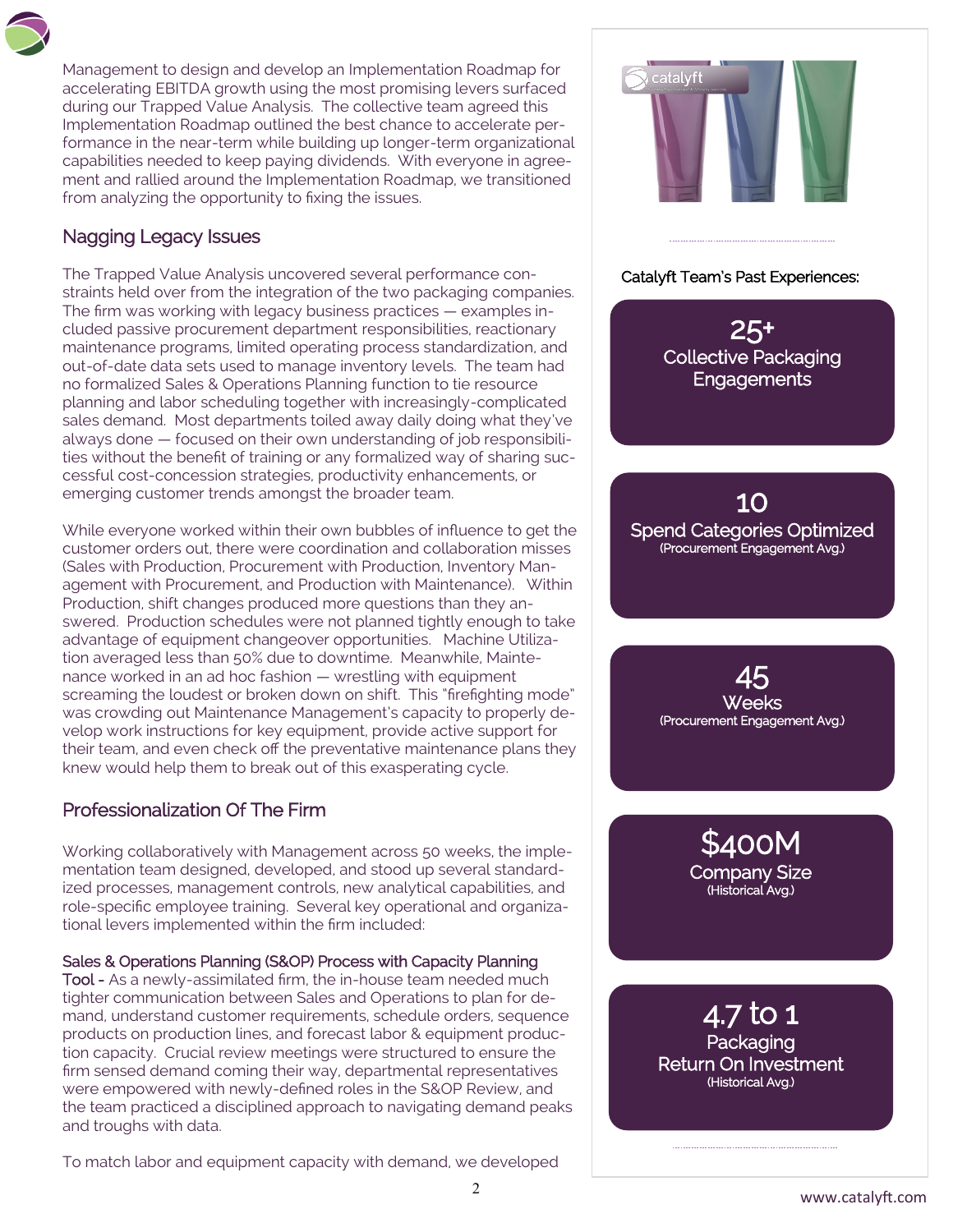Management to design and develop an Implementation Roadmap for accelerating EBITDA growth using the most promising levers surfaced during our Trapped Value Analysis. The collective team agreed this Implementation Roadmap outlined the best chance to accelerate performance in the near-term while building up longer-term organizational capabilities needed to keep paying dividends. With everyone in agreement and rallied around the Implementation Roadmap, we transitioned from analyzing the opportunity to fixing the issues.

## Nagging Legacy Issues

The Trapped Value Analysis uncovered several performance constraints held over from the integration of the two packaging companies. The firm was working with legacy business practices — examples included passive procurement department responsibilities, reactionary maintenance programs, limited operating process standardization, and out-of-date data sets used to manage inventory levels. The team had no formalized Sales & Operations Planning function to tie resource planning and labor scheduling together with increasingly-complicated sales demand. Most departments toiled away daily doing what they've always done — focused on their own understanding of job responsibilities without the benefit of training or any formalized way of sharing successful cost-concession strategies, productivity enhancements, or emerging customer trends amongst the broader team.

While everyone worked within their own bubbles of influence to get the customer orders out, there were coordination and collaboration misses (Sales with Production, Procurement with Production, Inventory Management with Procurement, and Production with Maintenance). Within Production, shift changes produced more questions than they answered. Production schedules were not planned tightly enough to take advantage of equipment changeover opportunities. Machine Utilization averaged less than 50% due to downtime. Meanwhile, Maintenance worked in an ad hoc fashion — wrestling with equipment screaming the loudest or broken down on shift. This "firefighting mode" was crowding out Maintenance Management's capacity to properly develop work instructions for key equipment, provide active support for their team, and even check off the preventative maintenance plans they knew would help them to break out of this exasperating cycle.

## Professionalization Of The Firm

Working collaboratively with Management across 50 weeks, the implementation team designed, developed, and stood up several standardized processes, management controls, new analytical capabilities, and role-specific employee training. Several key operational and organizational levers implemented within the firm included:

**Sales & Operations Planning (S&OP) Process with Capacity Planning Tool -** As a newly-assimilated firm, the in-house team needed much tighter communication between Sales and Operations to plan for demand, understand customer requirements, schedule orders, sequence products on production lines, and forecast labor & equipment production capacity. Crucial review meetings were structured to ensure the firm sensed demand coming their way, departmental representatives were empowered with newly-defined roles in the S&OP Review, and the team practiced a disciplined approach to navigating demand peaks and troughs with data.

To match labor and equipment capacity with demand, we developed

Catalyft Team's Past Experiences:

**25+**
Collective Packaging Engagements

**10**
Spend Categories Optimized
(Procurement Engagement Avg.)

**45**
Weeks
(Procurement Engagement Avg.)

**$400M**
Company Size
(Historical Avg.)

**4.7 to 1**
Packaging Return On Investment
(Historical Avg.)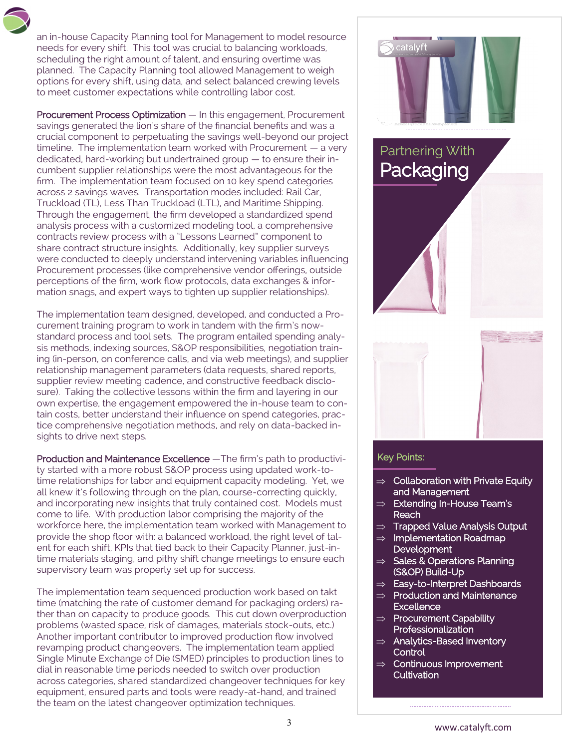an in-house Capacity Planning tool for Management to model resource needs for every shift. This tool was crucial to balancing workloads, scheduling the right amount of talent, and ensuring overtime was planned. The Capacity Planning tool allowed Management to weigh options for every shift, using data, and select balanced crewing levels to meet customer expectations while controlling labor cost.

**Procurement Process Optimization** — In this engagement, Procurement savings generated the lion's share of the financial benefits and was a crucial component to perpetuating the savings well-beyond our project timeline. The implementation team worked with Procurement — a very dedicated, hard-working but undertrained group — to ensure their incumbent supplier relationships were the most advantageous for the firm. The implementation team focused on 10 key spend categories across 2 savings waves. Transportation modes included: Rail Car, Truckload (TL), Less Than Truckload (LTL), and Maritime Shipping. Through the engagement, the firm developed a standardized spend analysis process with a customized modeling tool, a comprehensive contracts review process with a "Lessons Learned" component to share contract structure insights. Additionally, key supplier surveys were conducted to deeply understand intervening variables influencing Procurement processes (like comprehensive vendor offerings, outside perceptions of the firm, work flow protocols, data exchanges & information snags, and expert ways to tighten up supplier relationships).

The implementation team designed, developed, and conducted a Procurement training program to work in tandem with the firm's now-standard process and tool sets. The program entailed spending analysis methods, indexing sources, S&OP responsibilities, negotiation training (in-person, on conference calls, and via web meetings), and supplier relationship management parameters (data requests, shared reports, supplier review meeting cadence, and constructive feedback disclosure). Taking the collective lessons within the firm and layering in our own expertise, the engagement empowered the in-house team to contain costs, better understand their influence on spend categories, practice comprehensive negotiation methods, and rely on data-backed insights to drive next steps.

**Production and Maintenance Excellence** —The firm's path to productivity started with a more robust S&OP process using updated work-to-time relationships for labor and equipment capacity modeling. Yet, we all knew it's following through on the plan, course-correcting quickly, and incorporating new insights that truly contained cost. Models must come to life. With production labor comprising the majority of the workforce here, the implementation team worked with Management to provide the shop floor with: a balanced workload, the right level of talent for each shift, KPIs that tied back to their Capacity Planner, just-in-time materials staging, and pithy shift change meetings to ensure each supervisory team was properly set up for success.

The implementation team sequenced production work based on takt time (matching the rate of customer demand for packaging orders) rather than on capacity to produce goods. This cut down overproduction problems (wasted space, risk of damages, materials stock-outs, etc.) Another important contributor to improved production flow involved revamping product changeovers. The implementation team applied Single Minute Exchange of Die (SMED) principles to production lines to dial in reasonable time periods needed to switch over production across categories, shared standardized changeover techniques for key equipment, ensured parts and tools were ready-at-hand, and trained the team on the latest changeover optimization techniques.

## Partnering With Packaging

### Key Points:

- Collaboration with Private Equity and Management
- Extending In-House Team's Reach
- Trapped Value Analysis Output
- Implementation Roadmap Development
- Sales & Operations Planning (S&OP) Build-Up
- Easy-to-Interpret Dashboards
- Production and Maintenance Excellence
- Procurement Capability Professionalization
- Analytics-Based Inventory Control
- Continuous Improvement Cultivation

www.catalyft.com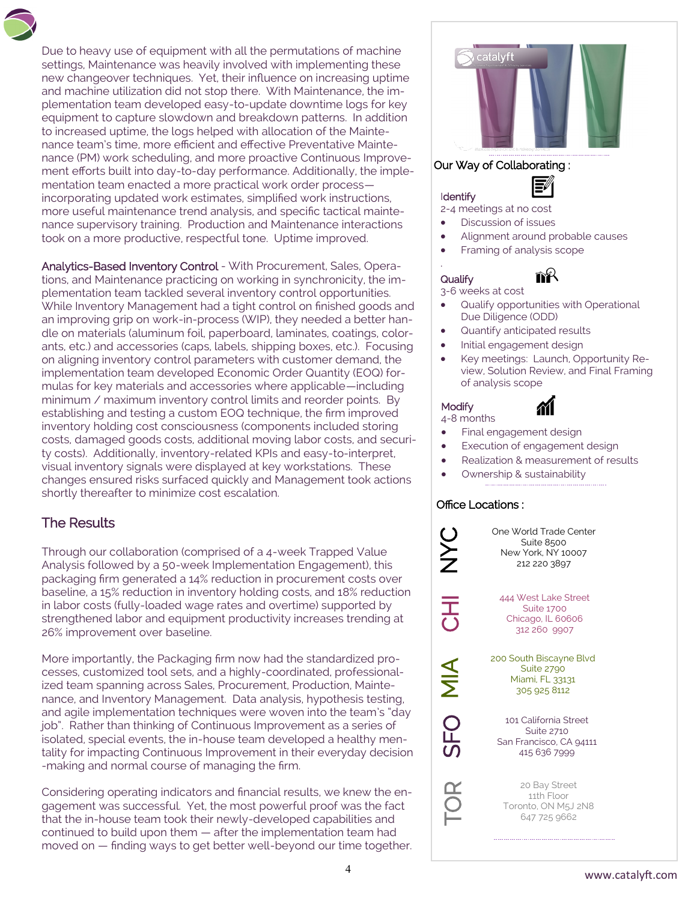Due to heavy use of equipment with all the permutations of machine settings, Maintenance was heavily involved with implementing these new changeover techniques. Yet, their influence on increasing uptime and machine utilization did not stop there. With Maintenance, the implementation team developed easy-to-update downtime logs for key equipment to capture slowdown and breakdown patterns. In addition to increased uptime, the logs helped with allocation of the Maintenance team's time, more efficient and effective Preventative Maintenance (PM) work scheduling, and more proactive Continuous Improvement efforts built into day-to-day performance. Additionally, the implementation team enacted a more practical work order process—incorporating updated work estimates, simplified work instructions, more useful maintenance trend analysis, and specific tactical maintenance supervisory training. Production and Maintenance interactions took on a more productive, respectful tone. Uptime improved.

**Analytics-Based Inventory Control** - With Procurement, Sales, Operations, and Maintenance practicing on working in synchronicity, the implementation team tackled several inventory control opportunities. While Inventory Management had a tight control on finished goods and an improving grip on work-in-process (WIP), they needed a better handle on materials (aluminum foil, paperboard, laminates, coatings, colorants, etc.) and accessories (caps, labels, shipping boxes, etc.). Focusing on aligning inventory control parameters with customer demand, the implementation team developed Economic Order Quantity (EOQ) formulas for key materials and accessories where applicable—including minimum / maximum inventory control limits and reorder points. By establishing and testing a custom EOQ technique, the firm improved inventory holding cost consciousness (components included storing costs, damaged goods costs, additional moving labor costs, and security costs). Additionally, inventory-related KPIs and easy-to-interpret, visual inventory signals were displayed at key workstations. These changes ensured risks surfaced quickly and Management took actions shortly thereafter to minimize cost escalation.

## The Results

Through our collaboration (comprised of a 4-week Trapped Value Analysis followed by a 50-week Implementation Engagement), this packaging firm generated a 14% reduction in procurement costs over baseline, a 15% reduction in inventory holding costs, and 18% reduction in labor costs (fully-loaded wage rates and overtime) supported by strengthened labor and equipment productivity increases trending at 26% improvement over baseline.

More importantly, the Packaging firm now had the standardized processes, customized tool sets, and a highly-coordinated, professionalized team spanning across Sales, Procurement, Production, Maintenance, and Inventory Management. Data analysis, hypothesis testing, and agile implementation techniques were woven into the team's "day job". Rather than thinking of Continuous Improvement as a series of isolated, special events, the in-house team developed a healthy mentality for impacting Continuous Improvement in their everyday decision-making and normal course of managing the firm.

Considering operating indicators and financial results, we knew the engagement was successful. Yet, the most powerful proof was the fact that the in-house team took their newly-developed capabilities and continued to build upon them — after the implementation team had moved on — finding ways to get better well-beyond our time together.

### Our Way of Collaborating :

**Identify**
2-4 meetings at no cost

- Discussion of issues
- Alignment around probable causes
- Framing of analysis scope

**Qualify**
3-6 weeks at cost

- Qualify opportunities with Operational Due Diligence (ODD)
- Quantify anticipated results
- Initial engagement design
- Key meetings: Launch, Opportunity Review, Solution Review, and Final Framing of analysis scope

**Modify**
4-8 months

- Final engagement design
- Execution of engagement design
- Realization & measurement of results
- Ownership & sustainability

### Office Locations :

**NYC**
One World Trade Center
Suite 8500
New York, NY 10007
212 220 3897

**CHI**
444 West Lake Street
Suite 1700
Chicago, IL 60606
312 260 9907

**MIA**
200 South Biscayne Blvd
Suite 2790
Miami, FL 33131
305 925 8112

**SFO**
101 California Street
Suite 2710
San Francisco, CA 94111
415 636 7999

**TOR**
20 Bay Street
11th Floor
Toronto, ON M5J 2N8
647 725 9662

www.catalyft.com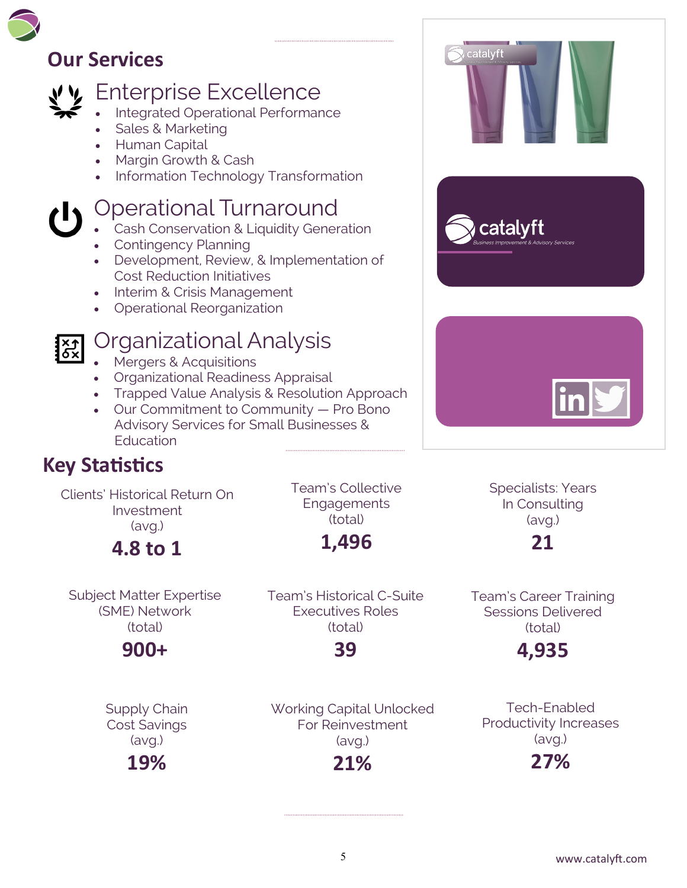## Our Services

### Enterprise Excellence

- Integrated Operational Performance
- Sales & Marketing
- Human Capital
- Margin Growth & Cash
- Information Technology Transformation

### Operational Turnaround

- Cash Conservation & Liquidity Generation
- Contingency Planning
- Development, Review, & Implementation of Cost Reduction Initiatives
- Interim & Crisis Management
- Operational Reorganization

### Organizational Analysis

- Mergers & Acquisitions
- Organizational Readiness Appraisal
- Trapped Value Analysis & Resolution Approach
- Our Commitment to Community — Pro Bono Advisory Services for Small Businesses & Education

catalyft
Business Improvement & Advisory Services

## Key Statistics

Clients' Historical Return On Investment (avg.)
**4.8 to 1**

Team's Collective Engagements (total)
**1,496**

Specialists: Years In Consulting (avg.)
**21**

Subject Matter Expertise (SME) Network (total)
**900+**

Team's Historical C-Suite Executives Roles (total)
**39**

Team's Career Training Sessions Delivered (total)
**4,935**

Supply Chain Cost Savings (avg.)
**19%**

Working Capital Unlocked For Reinvestment (avg.)
**21%**

Tech-Enabled Productivity Increases (avg.)
**27%**

www.catalyft.com